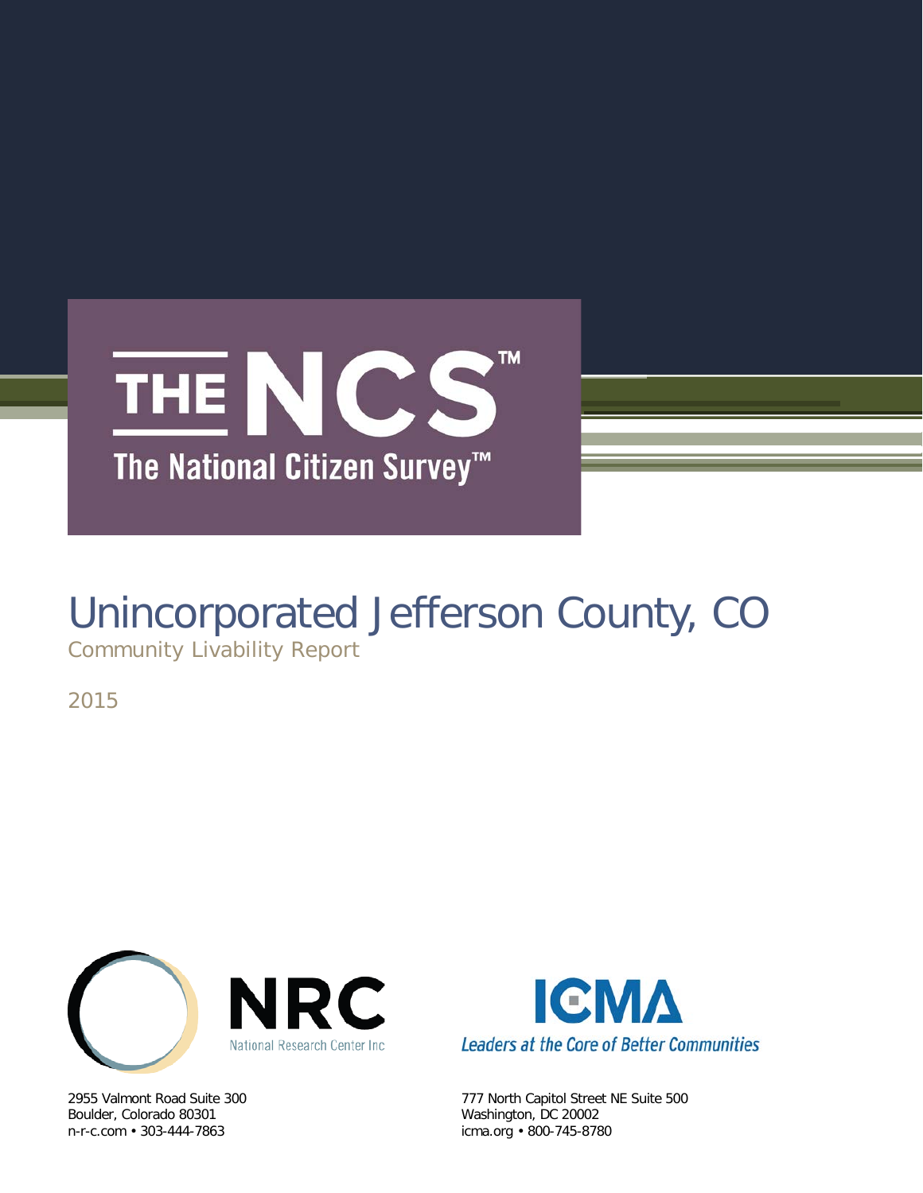# THE NCS™

## The National Citizen Survey™

# Unincorporated Jefferson County, CO

Community Livability Report

2015

NRC

National Research Center Inc

2955 Valmont Road Suite 300
Boulder, Colorado 80301
n-r-c.com • 303-444-7863

ICMA

Leaders at the Core of Better Communities

777 North Capitol Street NE Suite 500
Washington, DC 20002
icma.org • 800-745-8780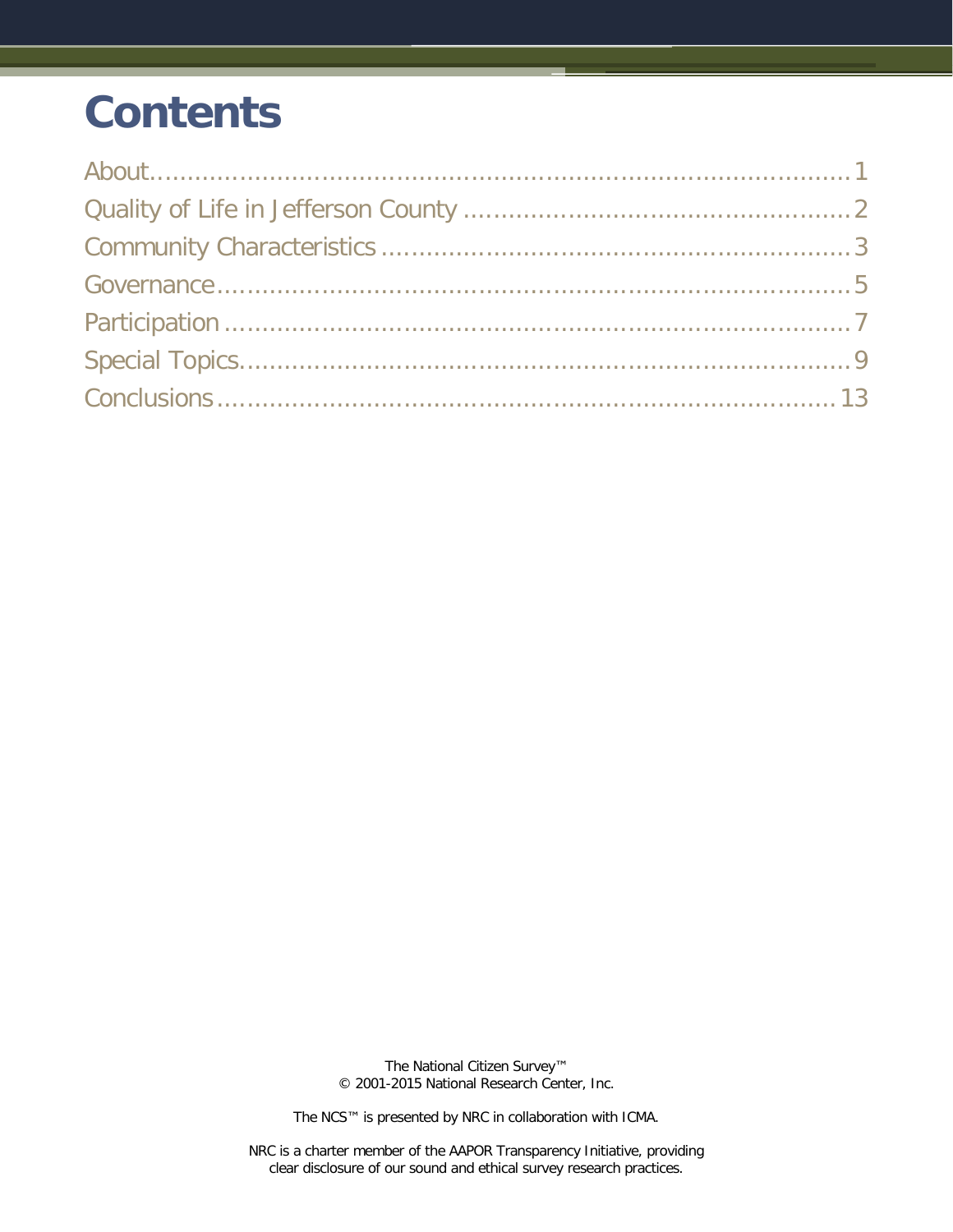# Contents

About....................................................................................1

Quality of Life in Jefferson County ....................................................2

Community Characteristics ..............................................................3

Governance..........................................................................................5

Participation .........................................................................................7

Special Topics.......................................................................................9

Conclusions .........................................................................................13

The National Citizen Survey™
© 2001-2015 National Research Center, Inc.

The NCS™ is presented by NRC in collaboration with ICMA.

NRC is a charter member of the AAPOR Transparency Initiative, providing clear disclosure of our sound and ethical survey research practices.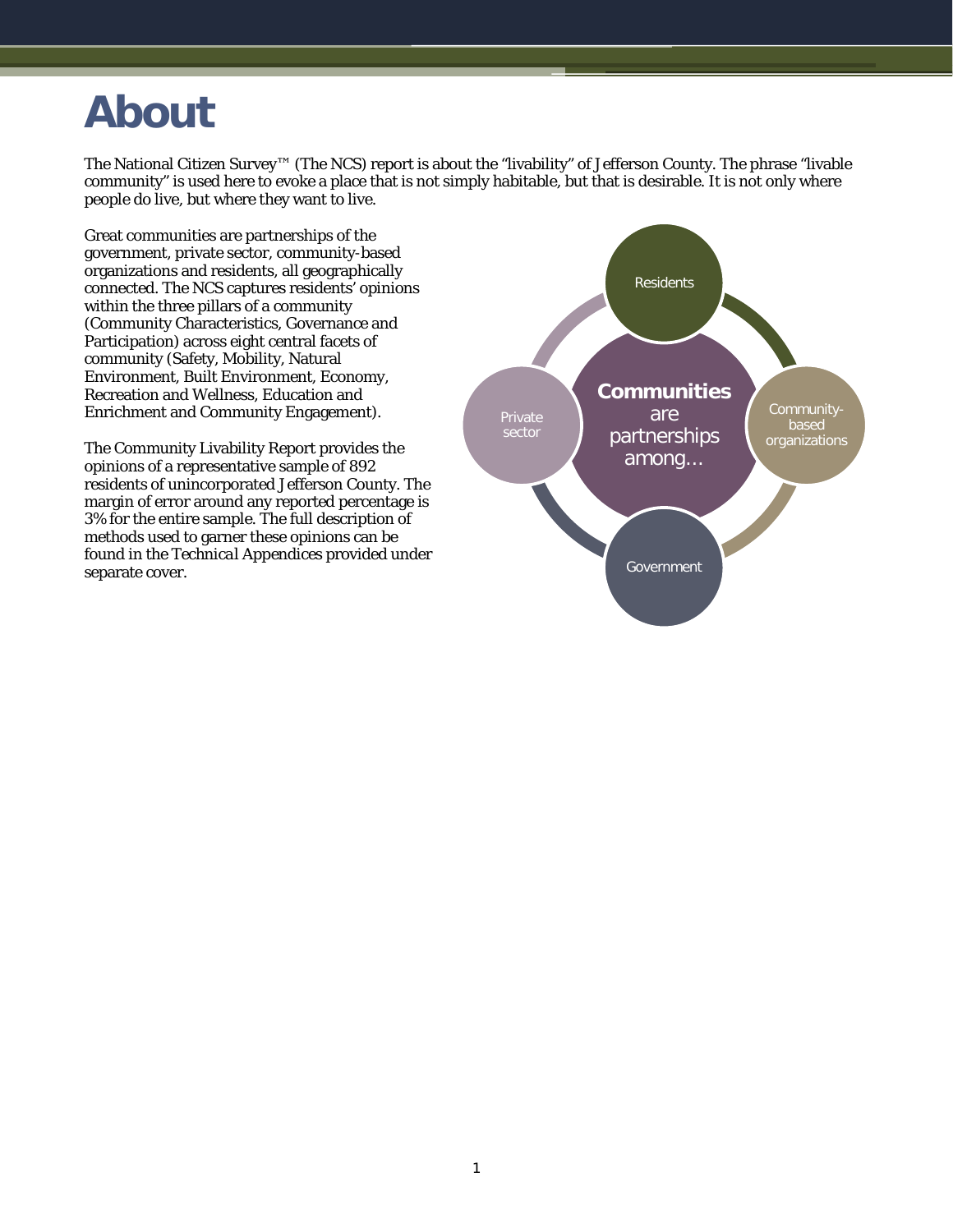# About

The National Citizen Survey™ (The NCS) report is about the "livability" of Jefferson County. The phrase "livable community" is used here to evoke a place that is not simply habitable, but that is desirable. It is not only where people do live, but where they want to live.

Great communities are partnerships of the government, private sector, community-based organizations and residents, all geographically connected. The NCS captures residents' opinions within the three pillars of a community (Community Characteristics, Governance and Participation) across eight central facets of community (Safety, Mobility, Natural Environment, Built Environment, Economy, Recreation and Wellness, Education and Enrichment and Community Engagement).

The Community Livability Report provides the opinions of a representative sample of 892 residents of unincorporated Jefferson County. The margin of error around any reported percentage is 3% for the entire sample. The full description of methods used to garner these opinions can be found in the Technical Appendices provided under separate cover.

**Communities** are partnerships among…

Residents

Community-based organizations

Government

Private sector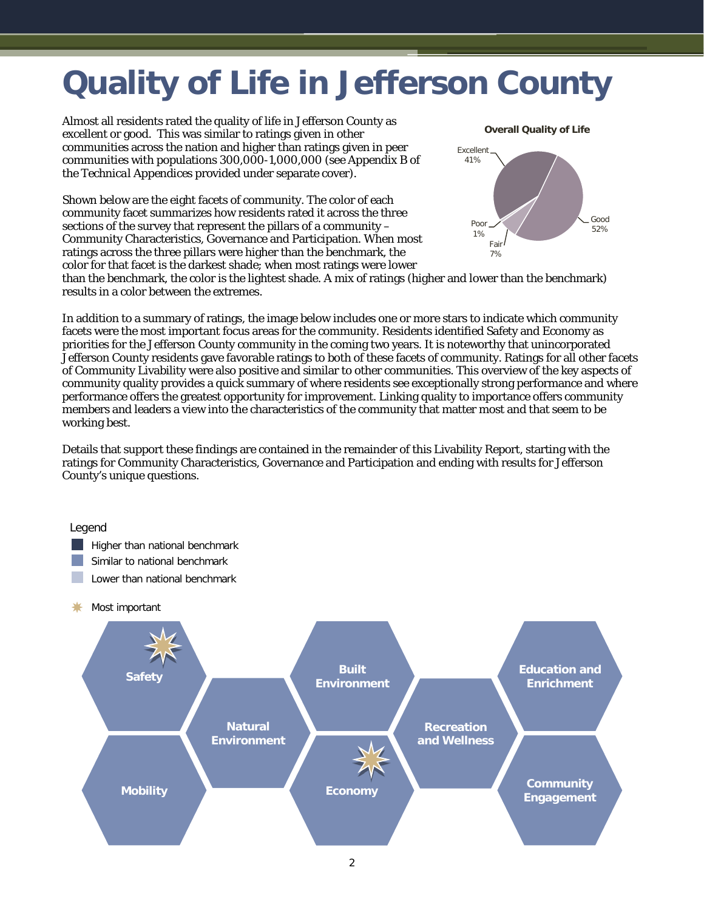# Quality of Life in Jefferson County

Almost all residents rated the quality of life in Jefferson County as excellent or good. This was similar to ratings given in other communities across the nation and higher than ratings given in peer communities with populations 300,000-1,000,000 (see Appendix B of the Technical Appendices provided under separate cover).

**Overall Quality of Life**

Excellent 41%

Good 52%

Fair 7%

Poor 1%

Shown below are the eight facets of community. The color of each community facet summarizes how residents rated it across the three sections of the survey that represent the pillars of a community – Community Characteristics, Governance and Participation. When most ratings across the three pillars were higher than the benchmark, the color for that facet is the darkest shade; when most ratings were lower than the benchmark, the color is the lightest shade. A mix of ratings (higher and lower than the benchmark) results in a color between the extremes.

In addition to a summary of ratings, the image below includes one or more stars to indicate which community facets were the most important focus areas for the community. Residents identified Safety and Economy as priorities for the Jefferson County community in the coming two years. It is noteworthy that unincorporated Jefferson County residents gave favorable ratings to both of these facets of community. Ratings for all other facets of Community Livability were also positive and similar to other communities. This overview of the key aspects of community quality provides a quick summary of where residents see exceptionally strong performance and where performance offers the greatest opportunity for improvement. Linking quality to importance offers community members and leaders a view into the characteristics of the community that matter most and that seem to be working best.

Details that support these findings are contained in the remainder of this Livability Report, starting with the ratings for Community Characteristics, Governance and Participation and ending with results for Jefferson County's unique questions.

Legend

Higher than national benchmark

Similar to national benchmark

Lower than national benchmark

Most important

Safety

Natural Environment

Built Environment

Recreation and Wellness

Education and Enrichment

Mobility

Economy

Community Engagement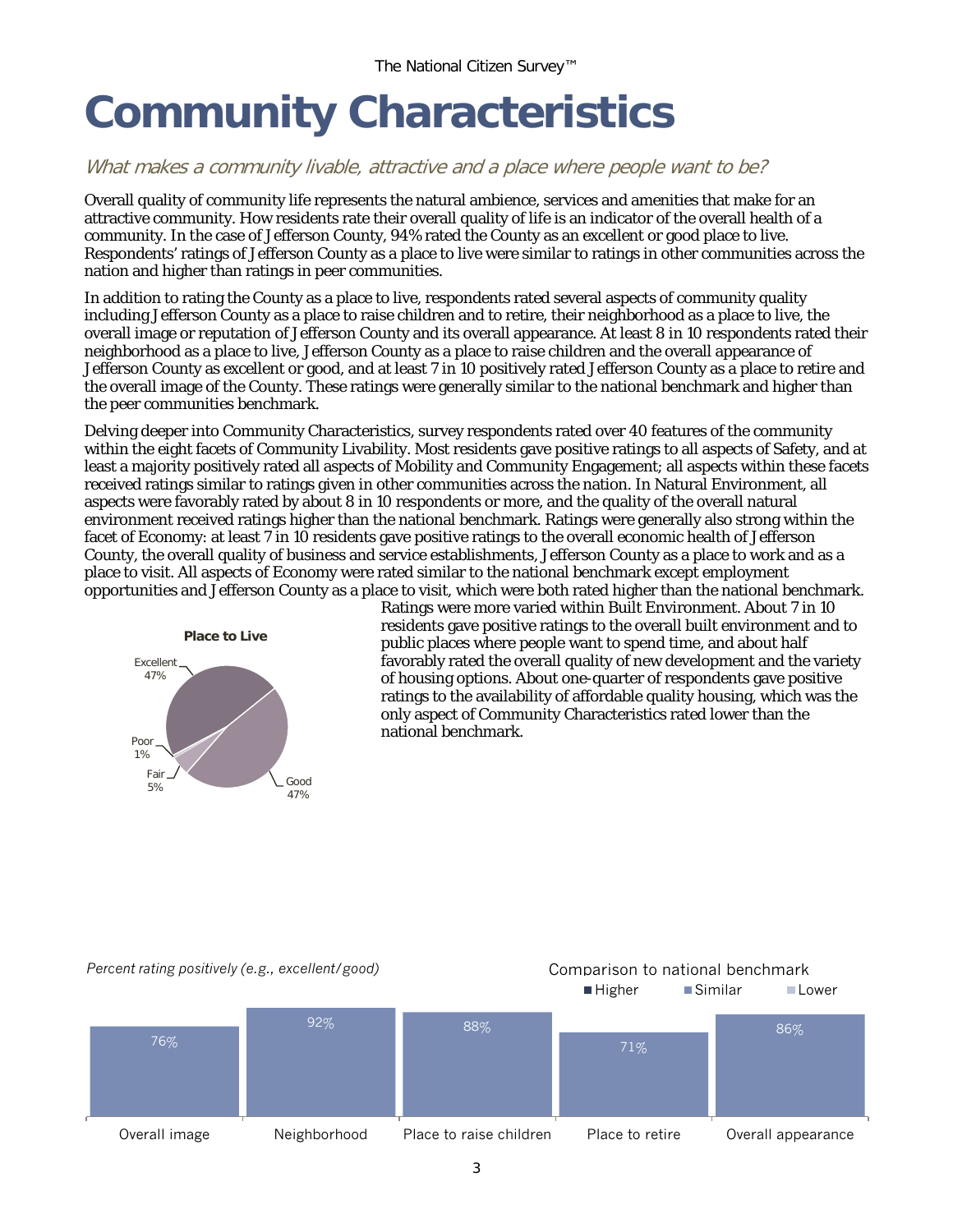# Community Characteristics

*What makes a community livable, attractive and a place where people want to be?*

Overall quality of community life represents the natural ambience, services and amenities that make for an attractive community. How residents rate their overall quality of life is an indicator of the overall health of a community. In the case of Jefferson County, 94% rated the County as an excellent or good place to live. Respondents' ratings of Jefferson County as a place to live were similar to ratings in other communities across the nation and higher than ratings in peer communities.

In addition to rating the County as a place to live, respondents rated several aspects of community quality including Jefferson County as a place to raise children and to retire, their neighborhood as a place to live, the overall image or reputation of Jefferson County and its overall appearance. At least 8 in 10 respondents rated their neighborhood as a place to live, Jefferson County as a place to raise children and the overall appearance of Jefferson County as excellent or good, and at least 7 in 10 positively rated Jefferson County as a place to retire and the overall image of the County. These ratings were generally similar to the national benchmark and higher than the peer communities benchmark.

Delving deeper into Community Characteristics, survey respondents rated over 40 features of the community within the eight facets of Community Livability. Most residents gave positive ratings to all aspects of Safety, and at least a majority positively rated all aspects of Mobility and Community Engagement; all aspects within these facets received ratings similar to ratings given in other communities across the nation. In Natural Environment, all aspects were favorably rated by about 8 in 10 respondents or more, and the quality of the overall natural environment received ratings higher than the national benchmark. Ratings were generally also strong within the facet of Economy: at least 7 in 10 residents gave positive ratings to the overall economic health of Jefferson County, the overall quality of business and service establishments, Jefferson County as a place to work and as a place to visit. All aspects of Economy were rated similar to the national benchmark except employment opportunities and Jefferson County as a place to visit, which were both rated higher than the national benchmark.

Ratings were more varied within Built Environment. About 7 in 10 residents gave positive ratings to the overall built environment and to public places where people want to spend time, and about half favorably rated the overall quality of new development and the variety of housing options. About one-quarter of respondents gave positive ratings to the availability of affordable quality housing, which was the only aspect of Community Characteristics rated lower than the national benchmark.

**Place to Live**

Excellent 47%
Good 47%
Fair 5%
Poor 1%

*Percent rating positively (e.g., excellent/good)*

Comparison to national benchmark
Higher
Similar
Lower

76%
Overall image

92%
Neighborhood

88%
Place to raise children

71%
Place to retire

86%
Overall appearance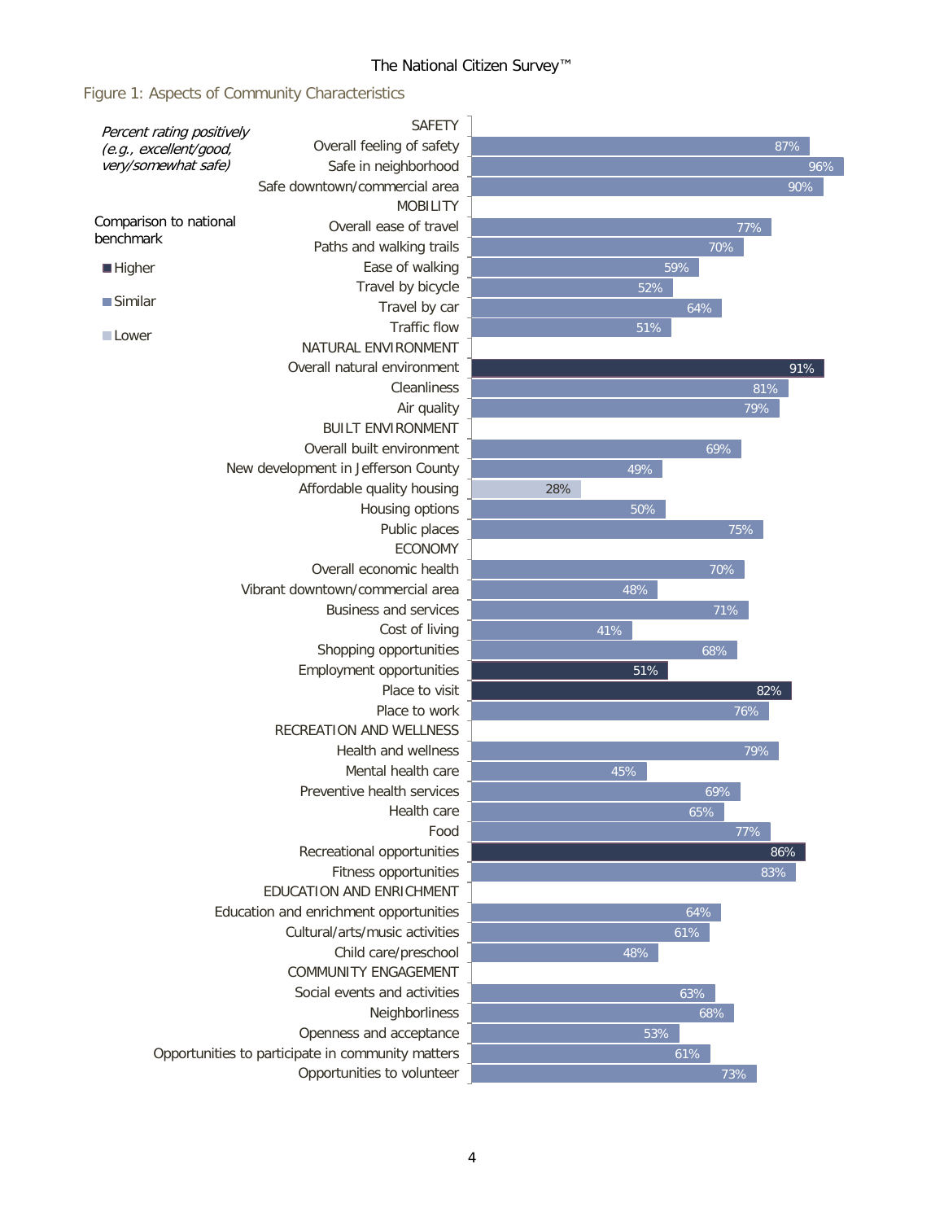Figure 1: Aspects of Community Characteristics

*Percent rating positively (e.g., excellent/good, very/somewhat safe)*

Comparison to national benchmark

Higher

Similar

Lower

SAFETY

Overall feeling of safety 87%

Safe in neighborhood 96%

Safe downtown/commercial area 90%

MOBILITY

Overall ease of travel 77%

Paths and walking trails 70%

Ease of walking 59%

Travel by bicycle 52%

Travel by car 64%

Traffic flow 51%

NATURAL ENVIRONMENT

Overall natural environment 91%

Cleanliness 81%

Air quality 79%

BUILT ENVIRONMENT

Overall built environment 69%

New development in Jefferson County 49%

Affordable quality housing 28%

Housing options 50%

Public places 75%

ECONOMY

Overall economic health 70%

Vibrant downtown/commercial area 48%

Business and services 71%

Cost of living 41%

Shopping opportunities 68%

Employment opportunities 51%

Place to visit 82%

Place to work 76%

RECREATION AND WELLNESS

Health and wellness 79%

Mental health care 45%

Preventive health services 69%

Health care 65%

Food 77%

Recreational opportunities 86%

Fitness opportunities 83%

EDUCATION AND ENRICHMENT

Education and enrichment opportunities 64%

Cultural/arts/music activities 61%

Child care/preschool 48%

COMMUNITY ENGAGEMENT

Social events and activities 63%

Neighborliness 68%

Openness and acceptance 53%

Opportunities to participate in community matters 61%

Opportunities to volunteer 73%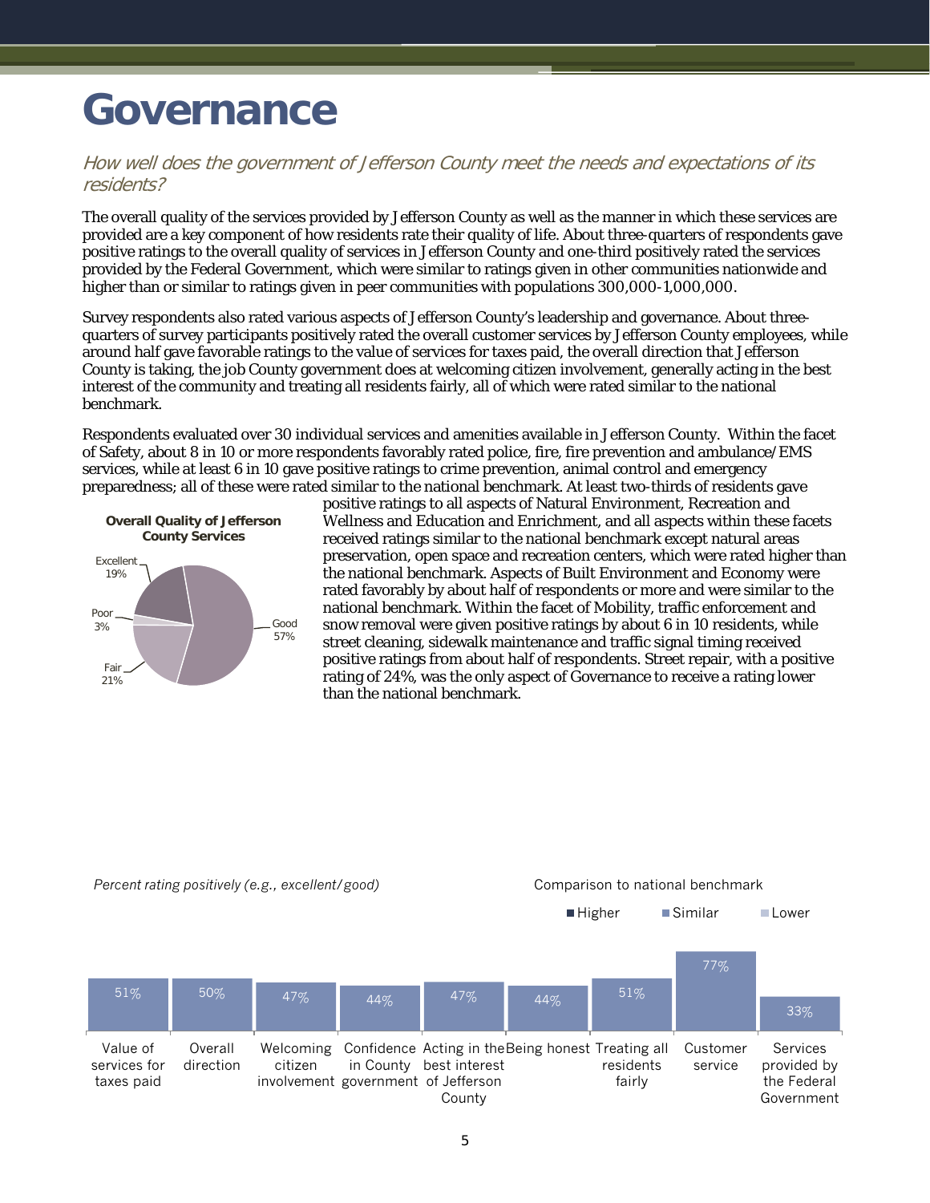# Governance

*How well does the government of Jefferson County meet the needs and expectations of its residents?*

The overall quality of the services provided by Jefferson County as well as the manner in which these services are provided are a key component of how residents rate their quality of life. About three-quarters of respondents gave positive ratings to the overall quality of services in Jefferson County and one-third positively rated the services provided by the Federal Government, which were similar to ratings given in other communities nationwide and higher than or similar to ratings given in peer communities with populations 300,000-1,000,000.

Survey respondents also rated various aspects of Jefferson County's leadership and governance. About three-quarters of survey participants positively rated the overall customer services by Jefferson County employees, while around half gave favorable ratings to the value of services for taxes paid, the overall direction that Jefferson County is taking, the job County government does at welcoming citizen involvement, generally acting in the best interest of the community and treating all residents fairly, all of which were rated similar to the national benchmark.

Respondents evaluated over 30 individual services and amenities available in Jefferson County. Within the facet of Safety, about 8 in 10 or more respondents favorably rated police, fire, fire prevention and ambulance/EMS services, while at least 6 in 10 gave positive ratings to crime prevention, animal control and emergency preparedness; all of these were rated similar to the national benchmark. At least two-thirds of residents gave positive ratings to all aspects of Natural Environment, Recreation and Wellness and Education and Enrichment, and all aspects within these facets received ratings similar to the national benchmark except natural areas preservation, open space and recreation centers, which were rated higher than the national benchmark. Aspects of Built Environment and Economy were rated favorably by about half of respondents or more and were similar to the national benchmark. Within the facet of Mobility, traffic enforcement and snow removal were given positive ratings by about 6 in 10 residents, while street cleaning, sidewalk maintenance and traffic signal timing received positive ratings from about half of respondents. Street repair, with a positive rating of 24%, was the only aspect of Governance to receive a rating lower than the national benchmark.

**Overall Quality of Jefferson County Services**

Excellent 19%
Good 57%
Fair 21%
Poor 3%

*Percent rating positively (e.g., excellent/good)*

Comparison to national benchmark

Higher
Similar
Lower

Value of services for taxes paid 51%
Overall direction 50%
Welcoming citizen involvement 47%
Confidence in County government 44%
Acting in the best interest of Jefferson County 47%
Being honest 44%
Treating all residents fairly 51%
Customer service 77%
Services provided by the Federal Government 33%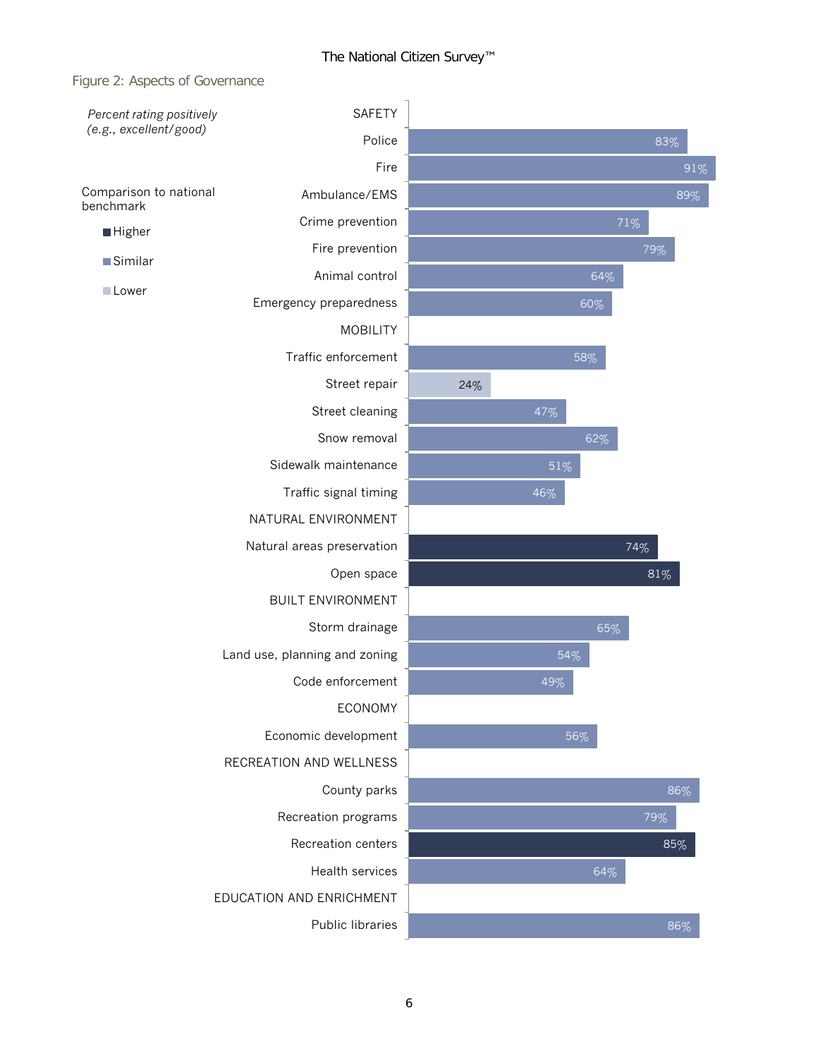Figure 2: Aspects of Governance

*Percent rating positively (e.g., excellent/good)*

Comparison to national benchmark

Higher

Similar

Lower

SAFETY

Police 83%

Fire 91%

Ambulance/EMS 89%

Crime prevention 71%

Fire prevention 79%

Animal control 64%

Emergency preparedness 60%

MOBILITY

Traffic enforcement 58%

Street repair 24%

Street cleaning 47%

Snow removal 62%

Sidewalk maintenance 51%

Traffic signal timing 46%

NATURAL ENVIRONMENT

Natural areas preservation 74%

Open space 81%

BUILT ENVIRONMENT

Storm drainage 65%

Land use, planning and zoning 54%

Code enforcement 49%

ECONOMY

Economic development 56%

RECREATION AND WELLNESS

County parks 86%

Recreation programs 79%

Recreation centers 85%

Health services 64%

EDUCATION AND ENRICHMENT

Public libraries 86%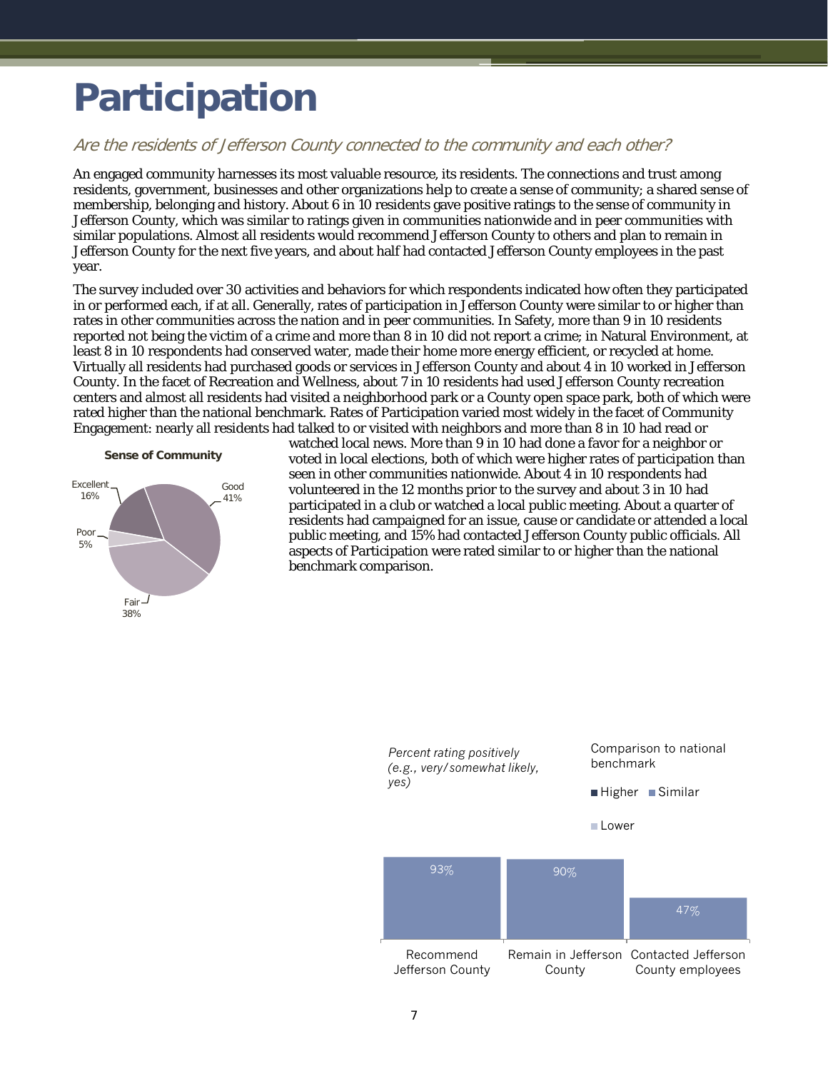# Participation

*Are the residents of Jefferson County connected to the community and each other?*

An engaged community harnesses its most valuable resource, its residents. The connections and trust among residents, government, businesses and other organizations help to create a sense of community; a shared sense of membership, belonging and history. About 6 in 10 residents gave positive ratings to the sense of community in Jefferson County, which was similar to ratings given in communities nationwide and in peer communities with similar populations. Almost all residents would recommend Jefferson County to others and plan to remain in Jefferson County for the next five years, and about half had contacted Jefferson County employees in the past year.

The survey included over 30 activities and behaviors for which respondents indicated how often they participated in or performed each, if at all. Generally, rates of participation in Jefferson County were similar to or higher than rates in other communities across the nation and in peer communities. In Safety, more than 9 in 10 residents reported not being the victim of a crime and more than 8 in 10 did not report a crime; in Natural Environment, at least 8 in 10 respondents had conserved water, made their home more energy efficient, or recycled at home. Virtually all residents had purchased goods or services in Jefferson County and about 4 in 10 worked in Jefferson County. In the facet of Recreation and Wellness, about 7 in 10 residents had used Jefferson County recreation centers and almost all residents had visited a neighborhood park or a County open space park, both of which were rated higher than the national benchmark. Rates of Participation varied most widely in the facet of Community Engagement: nearly all residents had talked to or visited with neighbors and more than 8 in 10 had read or watched local news. More than 9 in 10 had done a favor for a neighbor or voted in local elections, both of which were higher rates of participation than seen in other communities nationwide. About 4 in 10 respondents had volunteered in the 12 months prior to the survey and about 3 in 10 had participated in a club or watched a local public meeting. About a quarter of residents had campaigned for an issue, cause or candidate or attended a local public meeting, and 15% had contacted Jefferson County public officials. All aspects of Participation were rated similar to or higher than the national benchmark comparison.

**Sense of Community**

Excellent 16%
Good 41%
Fair 38%
Poor 5%

*Percent rating positively (e.g., very/somewhat likely, yes)*

Comparison to national benchmark
Higher
Similar
Lower

93%
90%
47%

Recommend Jefferson County
Remain in Jefferson County
Contacted Jefferson County employees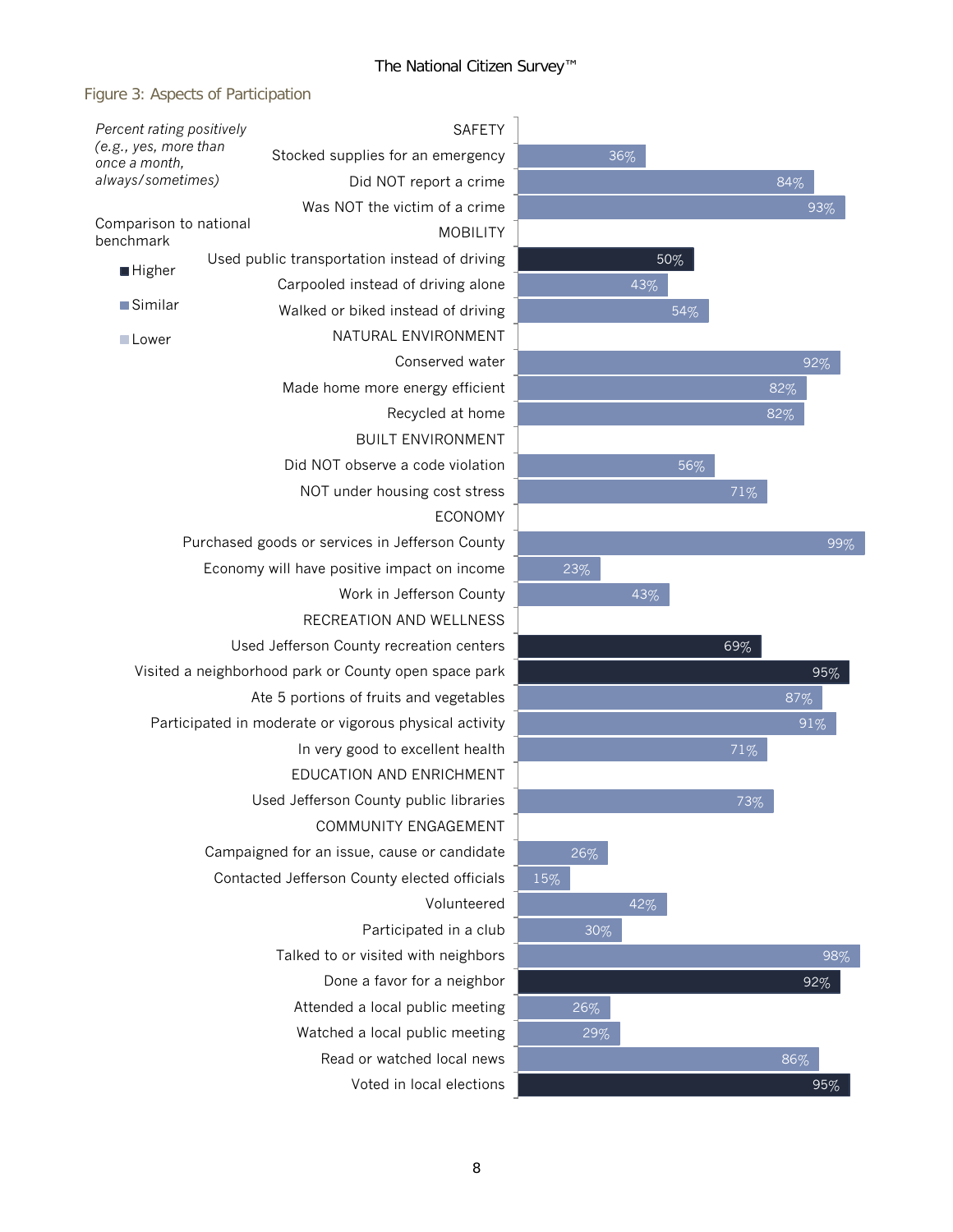Figure 3: Aspects of Participation

*Percent rating positively (e.g., yes, more than once a month, always/sometimes)*

Comparison to national benchmark

- Higher
- Similar
- Lower

SAFETY

Stocked supplies for an emergency 36%

Did NOT report a crime 84%

Was NOT the victim of a crime 93%

MOBILITY

Used public transportation instead of driving 50%

Carpooled instead of driving alone 43%

Walked or biked instead of driving 54%

NATURAL ENVIRONMENT

Conserved water 92%

Made home more energy efficient 82%

Recycled at home 82%

BUILT ENVIRONMENT

Did NOT observe a code violation 56%

NOT under housing cost stress 71%

ECONOMY

Purchased goods or services in Jefferson County 99%

Economy will have positive impact on income 23%

Work in Jefferson County 43%

RECREATION AND WELLNESS

Used Jefferson County recreation centers 69%

Visited a neighborhood park or County open space park 95%

Ate 5 portions of fruits and vegetables 87%

Participated in moderate or vigorous physical activity 91%

In very good to excellent health 71%

EDUCATION AND ENRICHMENT

Used Jefferson County public libraries 73%

COMMUNITY ENGAGEMENT

Campaigned for an issue, cause or candidate 26%

Contacted Jefferson County elected officials 15%

Volunteered 42%

Participated in a club 30%

Talked to or visited with neighbors 98%

Done a favor for a neighbor 92%

Attended a local public meeting 26%

Watched a local public meeting 29%

Read or watched local news 86%

Voted in local elections 95%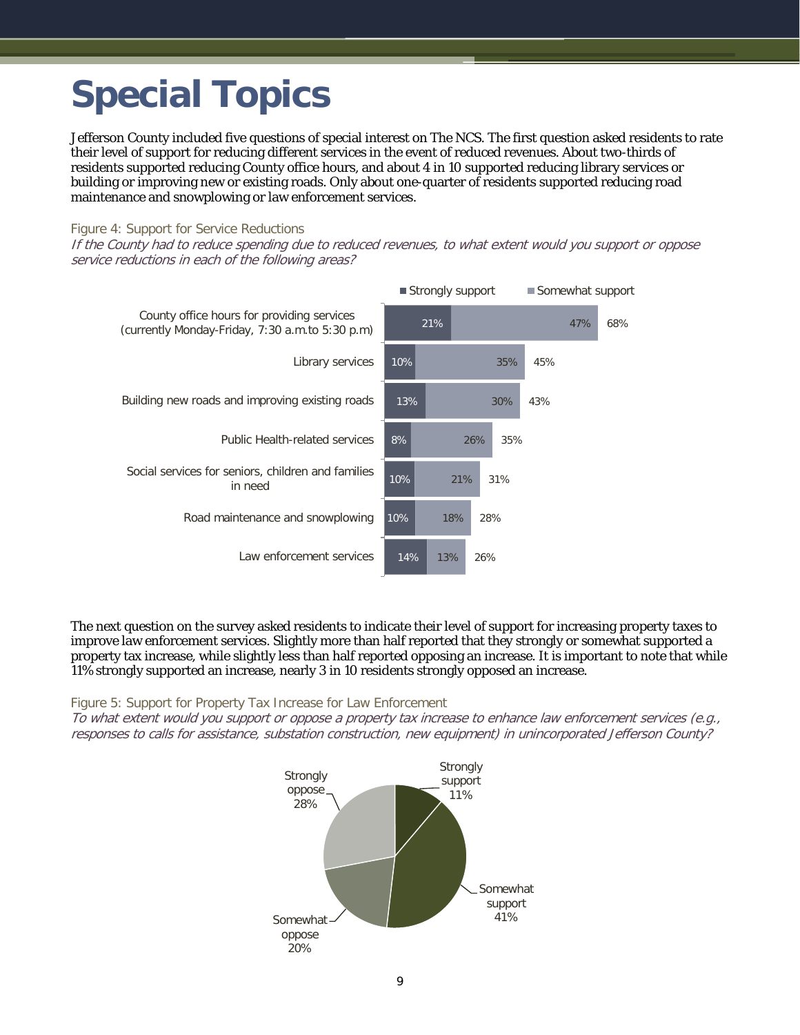# Special Topics

Jefferson County included five questions of special interest on The NCS. The first question asked residents to rate their level of support for reducing different services in the event of reduced revenues. About two-thirds of residents supported reducing County office hours, and about 4 in 10 supported reducing library services or building or improving new or existing roads. Only about one-quarter of residents supported reducing road maintenance and snowplowing or law enforcement services.

Figure 4: Support for Service Reductions

*If the County had to reduce spending due to reduced revenues, to what extent would you support or oppose service reductions in each of the following areas?*

Strongly support
Somewhat support

County office hours for providing services (currently Monday-Friday, 7:30 a.m.to 5:30 p.m) 21% 47% 68%
Library services 10% 35% 45%
Building new roads and improving existing roads 13% 30% 43%
Public Health-related services 8% 26% 35%
Social services for seniors, children and families in need 10% 21% 31%
Road maintenance and snowplowing 10% 18% 28%
Law enforcement services 14% 13% 26%

The next question on the survey asked residents to indicate their level of support for increasing property taxes to improve law enforcement services. Slightly more than half reported that they strongly or somewhat supported a property tax increase, while slightly less than half reported opposing an increase. It is important to note that while 11% strongly supported an increase, nearly 3 in 10 residents strongly opposed an increase.

Figure 5: Support for Property Tax Increase for Law Enforcement

*To what extent would you support or oppose a property tax increase to enhance law enforcement services (e.g., responses to calls for assistance, substation construction, new equipment) in unincorporated Jefferson County?*

Strongly support 11%
Somewhat support 41%
Somewhat oppose 20%
Strongly oppose 28%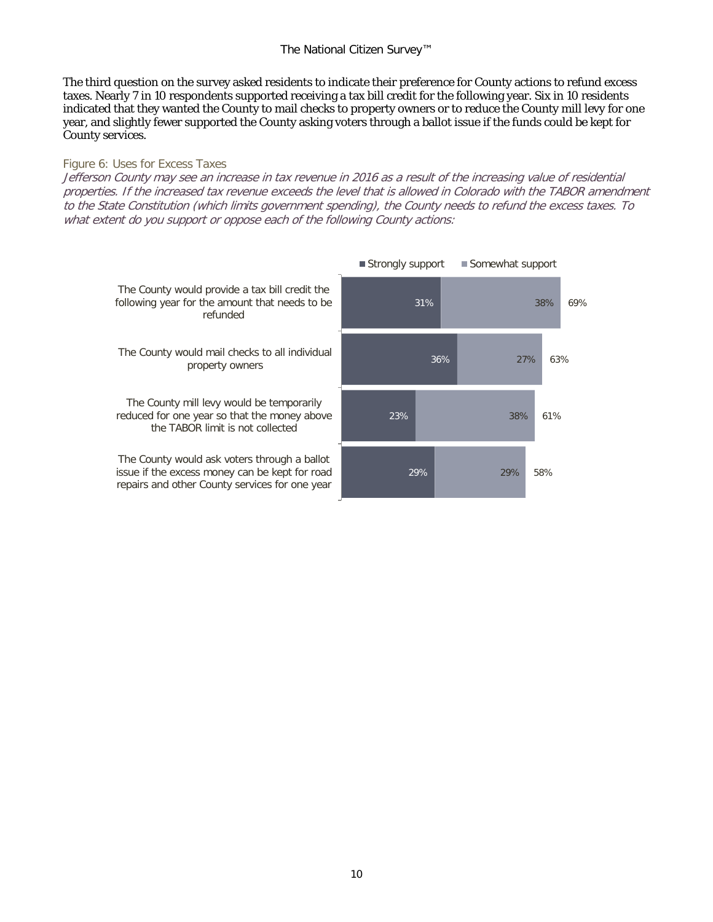The third question on the survey asked residents to indicate their preference for County actions to refund excess taxes. Nearly 7 in 10 respondents supported receiving a tax bill credit for the following year. Six in 10 residents indicated that they wanted the County to mail checks to property owners or to reduce the County mill levy for one year, and slightly fewer supported the County asking voters through a ballot issue if the funds could be kept for County services.

Figure 6: Uses for Excess Taxes

*Jefferson County may see an increase in tax revenue in 2016 as a result of the increasing value of residential properties. If the increased tax revenue exceeds the level that is allowed in Colorado with the TABOR amendment to the State Constitution (which limits government spending), the County needs to refund the excess taxes. To what extent do you support or oppose each of the following County actions:*

Strongly support
Somewhat support

The County would provide a tax bill credit the following year for the amount that needs to be refunded
31%
38%
69%

The County would mail checks to all individual property owners
36%
27%
63%

The County mill levy would be temporarily reduced for one year so that the money above the TABOR limit is not collected
23%
38%
61%

The County would ask voters through a ballot issue if the excess money can be kept for road repairs and other County services for one year
29%
29%
58%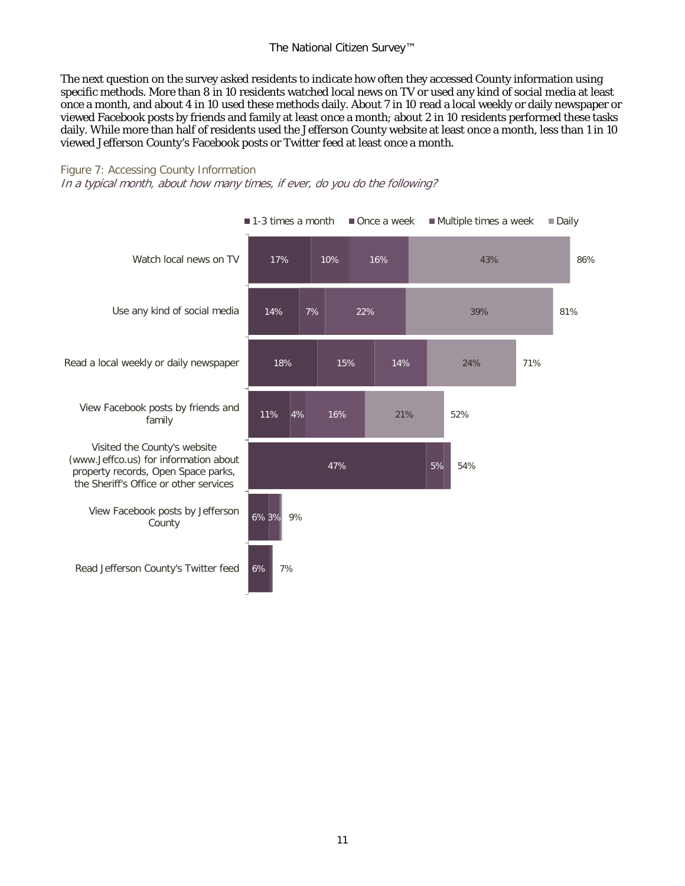The next question on the survey asked residents to indicate how often they accessed County information using specific methods. More than 8 in 10 residents watched local news on TV or used any kind of social media at least once a month, and about 4 in 10 used these methods daily. About 7 in 10 read a local weekly or daily newspaper or viewed Facebook posts by friends and family at least once a month; about 2 in 10 residents performed these tasks daily. While more than half of residents used the Jefferson County website at least once a month, less than 1 in 10 viewed Jefferson County's Facebook posts or Twitter feed at least once a month.

Figure 7: Accessing County Information

*In a typical month, about how many times, if ever, do you do the following?*

1-3 times a month
Once a week
Multiple times a week
Daily

Watch local news on TV: 17% 10% 16% 43% 86%

Use any kind of social media: 14% 7% 22% 39% 81%

Read a local weekly or daily newspaper: 18% 15% 14% 24% 71%

View Facebook posts by friends and family: 11% 4% 16% 21% 52%

Visited the County's website (www.Jeffco.us) for information about property records, Open Space parks, the Sheriff's Office or other services: 47% 5% 54%

View Facebook posts by Jefferson County: 6% 3% 9%

Read Jefferson County's Twitter feed: 6% 7%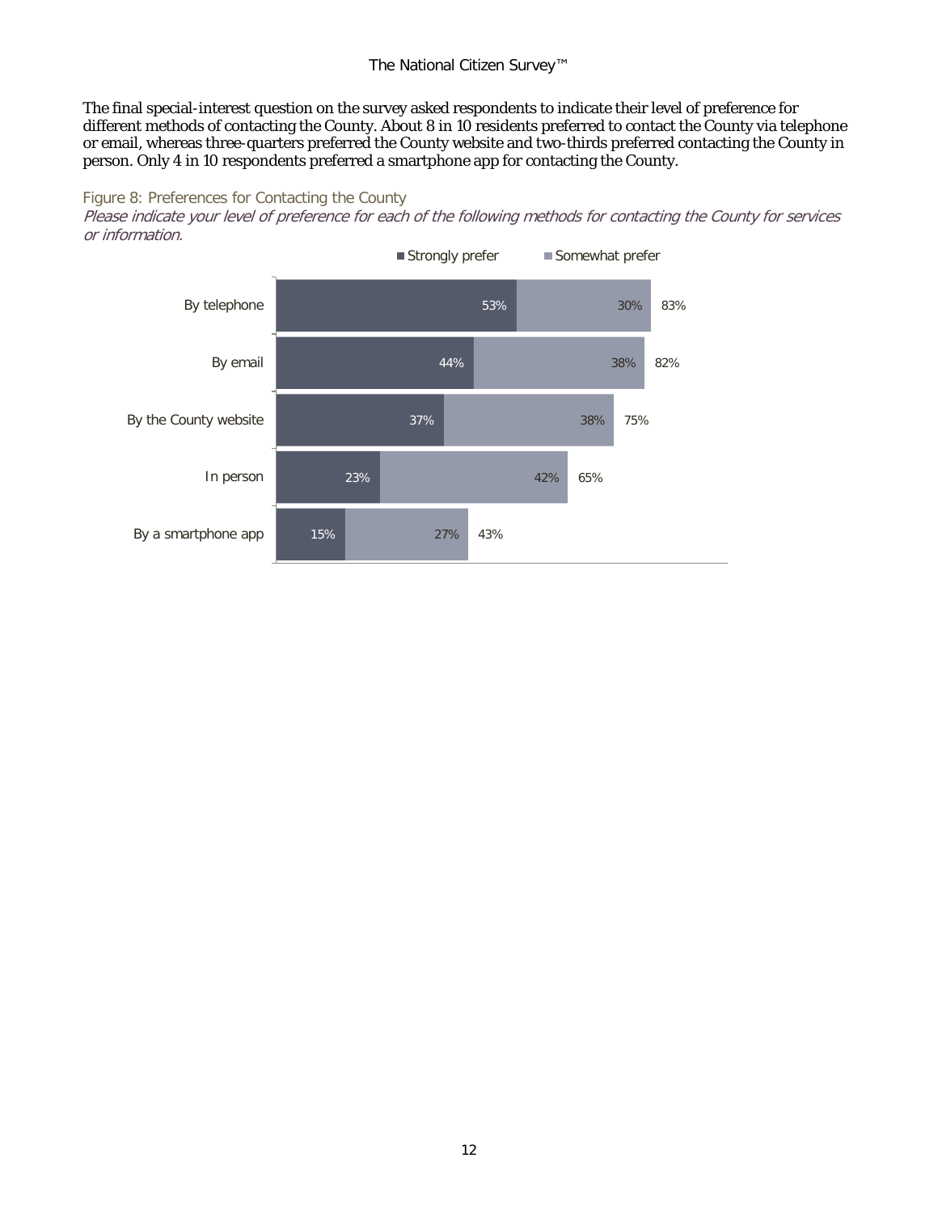The final special-interest question on the survey asked respondents to indicate their level of preference for different methods of contacting the County. About 8 in 10 residents preferred to contact the County via telephone or email, whereas three-quarters preferred the County website and two-thirds preferred contacting the County in person. Only 4 in 10 respondents preferred a smartphone app for contacting the County.

Figure 8: Preferences for Contacting the County

*Please indicate your level of preference for each of the following methods for contacting the County for services or information.*

Strongly prefer
Somewhat prefer

By telephone 53% 30% 83%
By email 44% 38% 82%
By the County website 37% 38% 75%
In person 23% 42% 65%
By a smartphone app 15% 27% 43%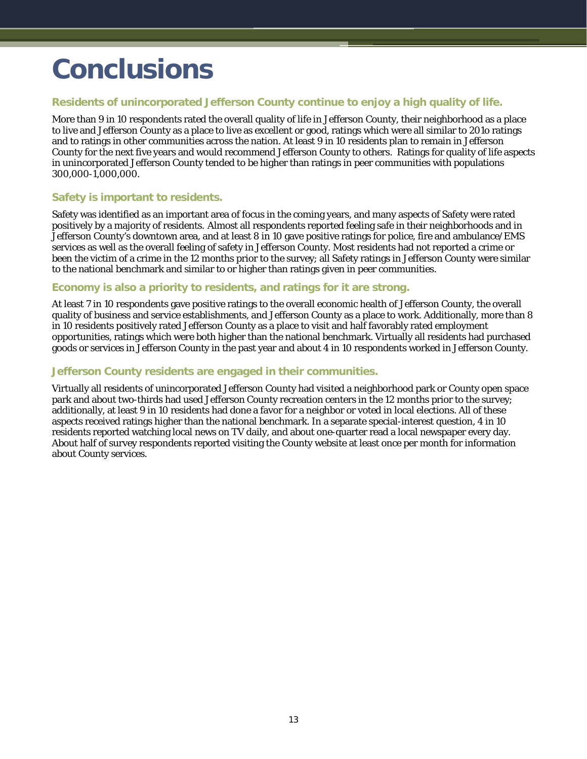# Conclusions

## Residents of unincorporated Jefferson County continue to enjoy a high quality of life.

More than 9 in 10 respondents rated the overall quality of life in Jefferson County, their neighborhood as a place to live and Jefferson County as a place to live as excellent or good, ratings which were all similar to 201o ratings and to ratings in other communities across the nation. At least 9 in 10 residents plan to remain in Jefferson County for the next five years and would recommend Jefferson County to others. Ratings for quality of life aspects in unincorporated Jefferson County tended to be higher than ratings in peer communities with populations 300,000-1,000,000.

## Safety is important to residents.

Safety was identified as an important area of focus in the coming years, and many aspects of Safety were rated positively by a majority of residents. Almost all respondents reported feeling safe in their neighborhoods and in Jefferson County's downtown area, and at least 8 in 10 gave positive ratings for police, fire and ambulance/EMS services as well as the overall feeling of safety in Jefferson County. Most residents had not reported a crime or been the victim of a crime in the 12 months prior to the survey; all Safety ratings in Jefferson County were similar to the national benchmark and similar to or higher than ratings given in peer communities.

## Economy is also a priority to residents, and ratings for it are strong.

At least 7 in 10 respondents gave positive ratings to the overall economic health of Jefferson County, the overall quality of business and service establishments, and Jefferson County as a place to work. Additionally, more than 8 in 10 residents positively rated Jefferson County as a place to visit and half favorably rated employment opportunities, ratings which were both higher than the national benchmark. Virtually all residents had purchased goods or services in Jefferson County in the past year and about 4 in 10 respondents worked in Jefferson County.

## Jefferson County residents are engaged in their communities.

Virtually all residents of unincorporated Jefferson County had visited a neighborhood park or County open space park and about two-thirds had used Jefferson County recreation centers in the 12 months prior to the survey; additionally, at least 9 in 10 residents had done a favor for a neighbor or voted in local elections. All of these aspects received ratings higher than the national benchmark. In a separate special-interest question, 4 in 10 residents reported watching local news on TV daily, and about one-quarter read a local newspaper every day. About half of survey respondents reported visiting the County website at least once per month for information about County services.